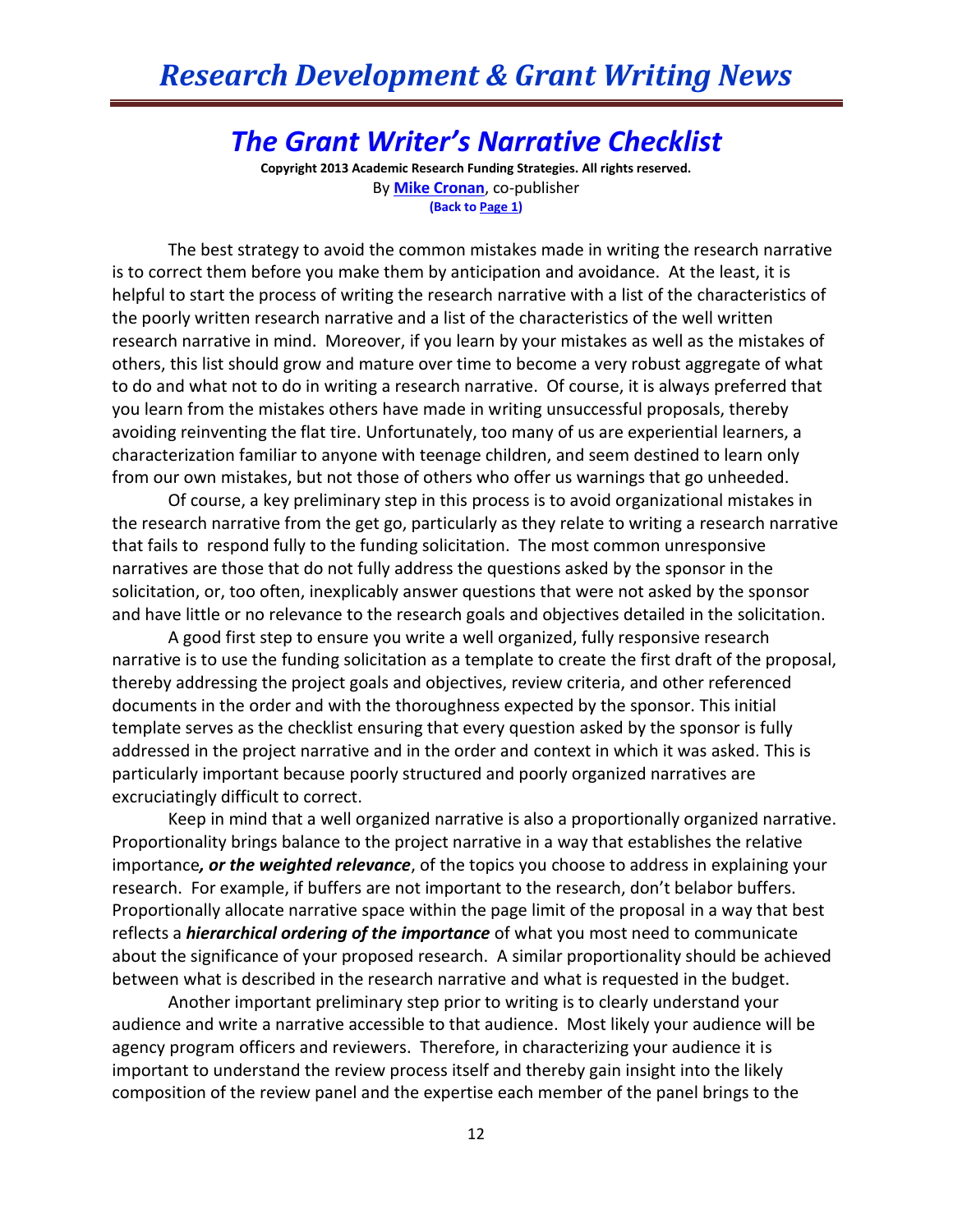# The Grant Writer's Narrative Checklist

**Copyright 2013 Academic Research Funding Strategies. All rights reserved.**
By **Mike Cronan**, co-publisher
**(Back to Page 1)**

The best strategy to avoid the common mistakes made in writing the research narrative is to correct them before you make them by anticipation and avoidance. At the least, it is helpful to start the process of writing the research narrative with a list of the characteristics of the poorly written research narrative and a list of the characteristics of the well written research narrative in mind. Moreover, if you learn by your mistakes as well as the mistakes of others, this list should grow and mature over time to become a very robust aggregate of what to do and what not to do in writing a research narrative. Of course, it is always preferred that you learn from the mistakes others have made in writing unsuccessful proposals, thereby avoiding reinventing the flat tire. Unfortunately, too many of us are experiential learners, a characterization familiar to anyone with teenage children, and seem destined to learn only from our own mistakes, but not those of others who offer us warnings that go unheeded.

Of course, a key preliminary step in this process is to avoid organizational mistakes in the research narrative from the get go, particularly as they relate to writing a research narrative that fails to respond fully to the funding solicitation. The most common unresponsive narratives are those that do not fully address the questions asked by the sponsor in the solicitation, or, too often, inexplicably answer questions that were not asked by the sponsor and have little or no relevance to the research goals and objectives detailed in the solicitation.

A good first step to ensure you write a well organized, fully responsive research narrative is to use the funding solicitation as a template to create the first draft of the proposal, thereby addressing the project goals and objectives, review criteria, and other referenced documents in the order and with the thoroughness expected by the sponsor. This initial template serves as the checklist ensuring that every question asked by the sponsor is fully addressed in the project narrative and in the order and context in which it was asked. This is particularly important because poorly structured and poorly organized narratives are excruciatingly difficult to correct.

Keep in mind that a well organized narrative is also a proportionally organized narrative. Proportionality brings balance to the project narrative in a way that establishes the relative importance***, or the weighted relevance***, of the topics you choose to address in explaining your research. For example, if buffers are not important to the research, don't belabor buffers. Proportionally allocate narrative space within the page limit of the proposal in a way that best reflects a ***hierarchical ordering of the importance*** of what you most need to communicate about the significance of your proposed research. A similar proportionality should be achieved between what is described in the research narrative and what is requested in the budget.

Another important preliminary step prior to writing is to clearly understand your audience and write a narrative accessible to that audience. Most likely your audience will be agency program officers and reviewers. Therefore, in characterizing your audience it is important to understand the review process itself and thereby gain insight into the likely composition of the review panel and the expertise each member of the panel brings to the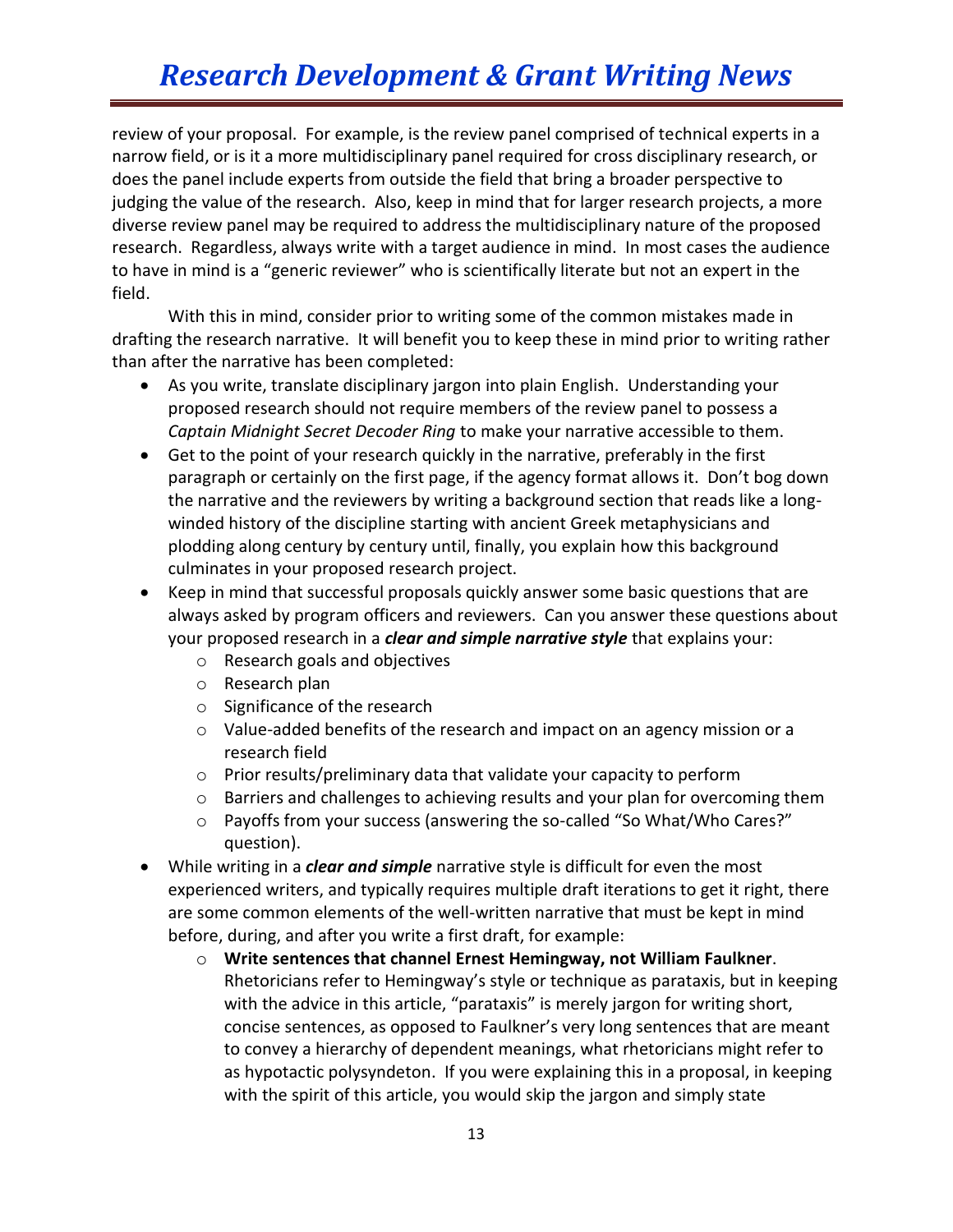review of your proposal. For example, is the review panel comprised of technical experts in a narrow field, or is it a more multidisciplinary panel required for cross disciplinary research, or does the panel include experts from outside the field that bring a broader perspective to judging the value of the research. Also, keep in mind that for larger research projects, a more diverse review panel may be required to address the multidisciplinary nature of the proposed research. Regardless, always write with a target audience in mind. In most cases the audience to have in mind is a "generic reviewer" who is scientifically literate but not an expert in the field.

With this in mind, consider prior to writing some of the common mistakes made in drafting the research narrative. It will benefit you to keep these in mind prior to writing rather than after the narrative has been completed:

- As you write, translate disciplinary jargon into plain English. Understanding your proposed research should not require members of the review panel to possess a *Captain Midnight Secret Decoder Ring* to make your narrative accessible to them.
- Get to the point of your research quickly in the narrative, preferably in the first paragraph or certainly on the first page, if the agency format allows it. Don't bog down the narrative and the reviewers by writing a background section that reads like a long-winded history of the discipline starting with ancient Greek metaphysicians and plodding along century by century until, finally, you explain how this background culminates in your proposed research project.
- Keep in mind that successful proposals quickly answer some basic questions that are always asked by program officers and reviewers. Can you answer these questions about your proposed research in a ***clear and simple narrative style*** that explains your:
    - Research goals and objectives
    - Research plan
    - Significance of the research
    - Value-added benefits of the research and impact on an agency mission or a research field
    - Prior results/preliminary data that validate your capacity to perform
    - Barriers and challenges to achieving results and your plan for overcoming them
    - Payoffs from your success (answering the so-called "So What/Who Cares?" question).
- While writing in a ***clear and simple*** narrative style is difficult for even the most experienced writers, and typically requires multiple draft iterations to get it right, there are some common elements of the well-written narrative that must be kept in mind before, during, and after you write a first draft, for example:
    - **Write sentences that channel Ernest Hemingway, not William Faulkner**. Rhetoricians refer to Hemingway's style or technique as parataxis, but in keeping with the advice in this article, "parataxis" is merely jargon for writing short, concise sentences, as opposed to Faulkner's very long sentences that are meant to convey a hierarchy of dependent meanings, what rhetoricians might refer to as hypotactic polysyndeton. If you were explaining this in a proposal, in keeping with the spirit of this article, you would skip the jargon and simply state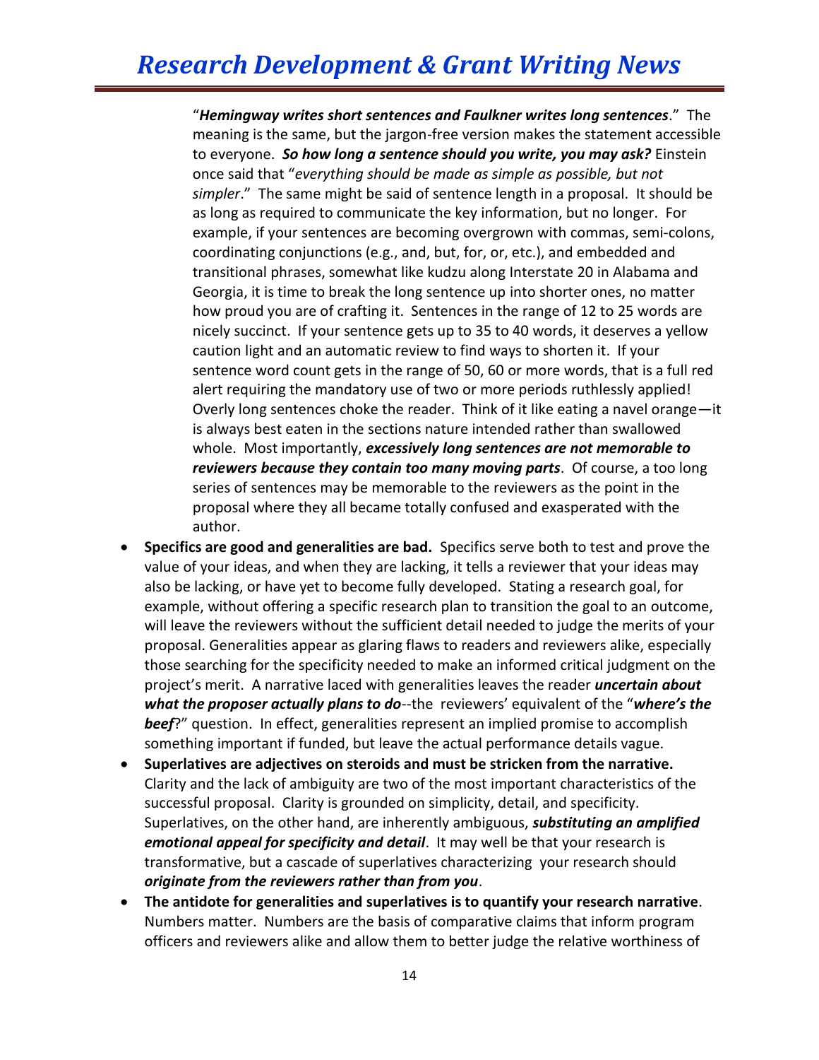"***Hemingway writes short sentences and Faulkner writes long sentences***." The meaning is the same, but the jargon-free version makes the statement accessible to everyone. ***So how long a sentence should you write, you may ask?*** Einstein once said that "*everything should be made as simple as possible, but not simpler*." The same might be said of sentence length in a proposal. It should be as long as required to communicate the key information, but no longer. For example, if your sentences are becoming overgrown with commas, semi-colons, coordinating conjunctions (e.g., and, but, for, or, etc.), and embedded and transitional phrases, somewhat like kudzu along Interstate 20 in Alabama and Georgia, it is time to break the long sentence up into shorter ones, no matter how proud you are of crafting it. Sentences in the range of 12 to 25 words are nicely succinct. If your sentence gets up to 35 to 40 words, it deserves a yellow caution light and an automatic review to find ways to shorten it. If your sentence word count gets in the range of 50, 60 or more words, that is a full red alert requiring the mandatory use of two or more periods ruthlessly applied! Overly long sentences choke the reader. Think of it like eating a navel orange—it is always best eaten in the sections nature intended rather than swallowed whole. Most importantly, ***excessively long sentences are not memorable to reviewers because they contain too many moving parts***. Of course, a too long series of sentences may be memorable to the reviewers as the point in the proposal where they all became totally confused and exasperated with the author.

- **Specifics are good and generalities are bad.** Specifics serve both to test and prove the value of your ideas, and when they are lacking, it tells a reviewer that your ideas may also be lacking, or have yet to become fully developed. Stating a research goal, for example, without offering a specific research plan to transition the goal to an outcome, will leave the reviewers without the sufficient detail needed to judge the merits of your proposal. Generalities appear as glaring flaws to readers and reviewers alike, especially those searching for the specificity needed to make an informed critical judgment on the project's merit. A narrative laced with generalities leaves the reader ***uncertain about what the proposer actually plans to do***--the reviewers' equivalent of the "***where's the beef***?" question. In effect, generalities represent an implied promise to accomplish something important if funded, but leave the actual performance details vague.
- **Superlatives are adjectives on steroids and must be stricken from the narrative.** Clarity and the lack of ambiguity are two of the most important characteristics of the successful proposal. Clarity is grounded on simplicity, detail, and specificity. Superlatives, on the other hand, are inherently ambiguous, ***substituting an amplified emotional appeal for specificity and detail***. It may well be that your research is transformative, but a cascade of superlatives characterizing your research should ***originate from the reviewers rather than from you***.
- **The antidote for generalities and superlatives is to quantify your research narrative**. Numbers matter. Numbers are the basis of comparative claims that inform program officers and reviewers alike and allow them to better judge the relative worthiness of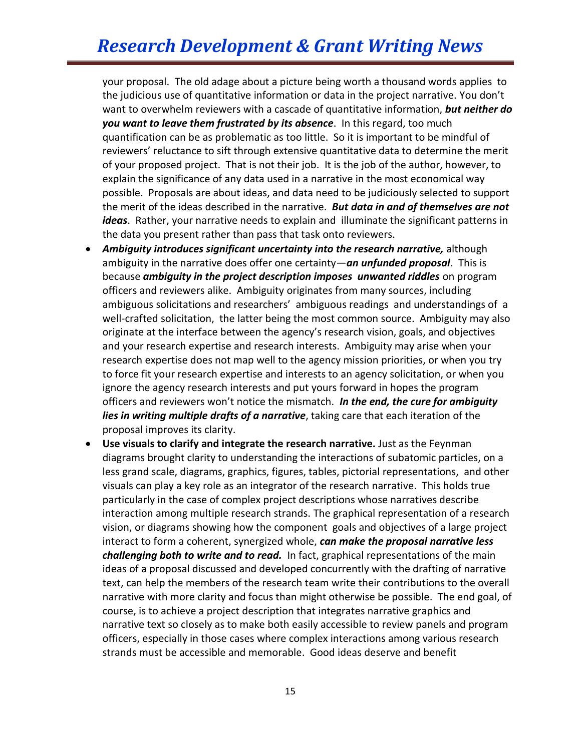your proposal. The old adage about a picture being worth a thousand words applies to the judicious use of quantitative information or data in the project narrative. You don't want to overwhelm reviewers with a cascade of quantitative information, ***but neither do you want to leave them frustrated by its absence***. In this regard, too much quantification can be as problematic as too little. So it is important to be mindful of reviewers' reluctance to sift through extensive quantitative data to determine the merit of your proposed project. That is not their job. It is the job of the author, however, to explain the significance of any data used in a narrative in the most economical way possible. Proposals are about ideas, and data need to be judiciously selected to support the merit of the ideas described in the narrative. ***But data in and of themselves are not ideas***. Rather, your narrative needs to explain and illuminate the significant patterns in the data you present rather than pass that task onto reviewers.

- ***Ambiguity introduces significant uncertainty into the research narrative,*** although ambiguity in the narrative does offer one certainty—***an unfunded proposal***. This is because ***ambiguity in the project description imposes unwanted riddles*** on program officers and reviewers alike. Ambiguity originates from many sources, including ambiguous solicitations and researchers' ambiguous readings and understandings of a well-crafted solicitation, the latter being the most common source. Ambiguity may also originate at the interface between the agency's research vision, goals, and objectives and your research expertise and research interests. Ambiguity may arise when your research expertise does not map well to the agency mission priorities, or when you try to force fit your research expertise and interests to an agency solicitation, or when you ignore the agency research interests and put yours forward in hopes the program officers and reviewers won't notice the mismatch. ***In the end, the cure for ambiguity lies in writing multiple drafts of a narrative***, taking care that each iteration of the proposal improves its clarity.
- **Use visuals to clarify and integrate the research narrative.** Just as the Feynman diagrams brought clarity to understanding the interactions of subatomic particles, on a less grand scale, diagrams, graphics, figures, tables, pictorial representations, and other visuals can play a key role as an integrator of the research narrative. This holds true particularly in the case of complex project descriptions whose narratives describe interaction among multiple research strands. The graphical representation of a research vision, or diagrams showing how the component goals and objectives of a large project interact to form a coherent, synergized whole, ***can make the proposal narrative less challenging both to write and to read.*** In fact, graphical representations of the main ideas of a proposal discussed and developed concurrently with the drafting of narrative text, can help the members of the research team write their contributions to the overall narrative with more clarity and focus than might otherwise be possible. The end goal, of course, is to achieve a project description that integrates narrative graphics and narrative text so closely as to make both easily accessible to review panels and program officers, especially in those cases where complex interactions among various research strands must be accessible and memorable. Good ideas deserve and benefit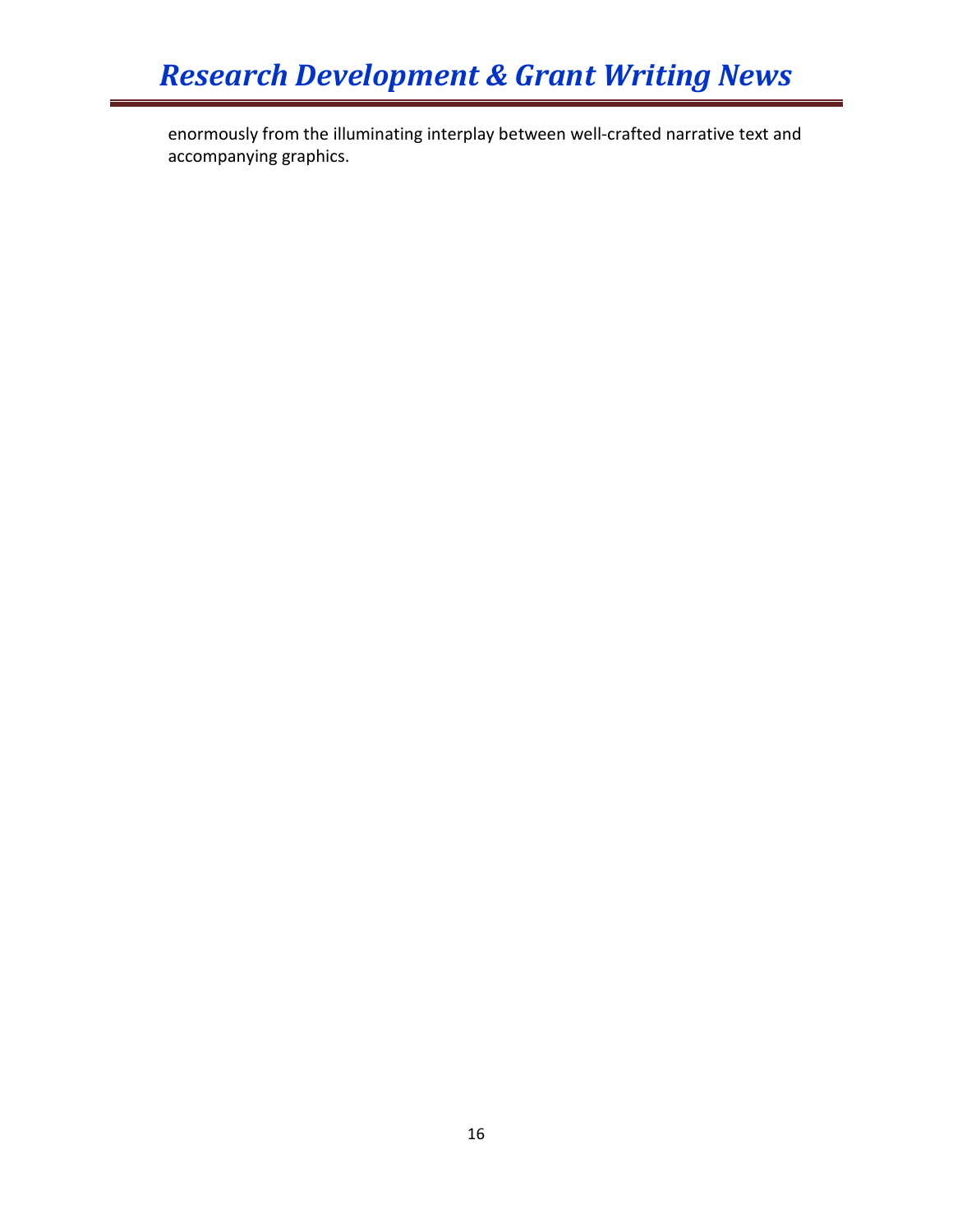enormously from the illuminating interplay between well-crafted narrative text and accompanying graphics.